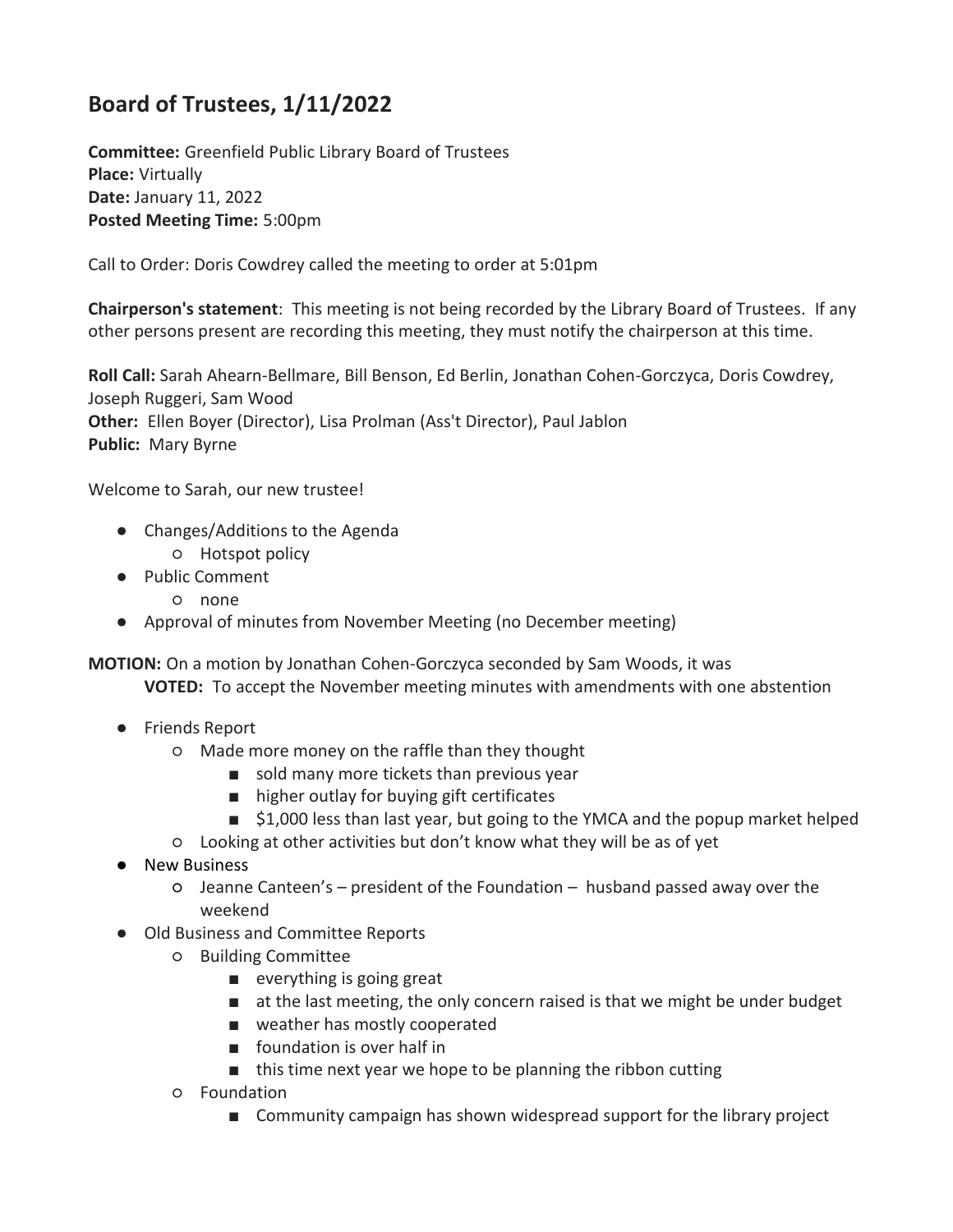# Board of Trustees, 1/11/2022

**Committee:** Greenfield Public Library Board of Trustees
**Place:** Virtually
**Date:** January 11, 2022
**Posted Meeting Time:** 5:00pm

Call to Order: Doris Cowdrey called the meeting to order at 5:01pm

**Chairperson's statement**: This meeting is not being recorded by the Library Board of Trustees. If any other persons present are recording this meeting, they must notify the chairperson at this time.

**Roll Call:** Sarah Ahearn-Bellmare, Bill Benson, Ed Berlin, Jonathan Cohen-Gorczyca, Doris Cowdrey, Joseph Ruggeri, Sam Wood
**Other:** Ellen Boyer (Director), Lisa Prolman (Ass't Director), Paul Jablon
**Public:** Mary Byrne

Welcome to Sarah, our new trustee!

- Changes/Additions to the Agenda
  - Hotspot policy
- Public Comment
  - none
- Approval of minutes from November Meeting (no December meeting)

**MOTION:** On a motion by Jonathan Cohen-Gorczyca seconded by Sam Woods, it was
**VOTED:** To accept the November meeting minutes with amendments with one abstention

- Friends Report
  - Made more money on the raffle than they thought
    - sold many more tickets than previous year
    - higher outlay for buying gift certificates
    - $1,000 less than last year, but going to the YMCA and the popup market helped
  - Looking at other activities but don't know what they will be as of yet
- New Business
  - Jeanne Canteen's – president of the Foundation – husband passed away over the weekend
- Old Business and Committee Reports
  - Building Committee
    - everything is going great
    - at the last meeting, the only concern raised is that we might be under budget
    - weather has mostly cooperated
    - foundation is over half in
    - this time next year we hope to be planning the ribbon cutting
  - Foundation
    - Community campaign has shown widespread support for the library project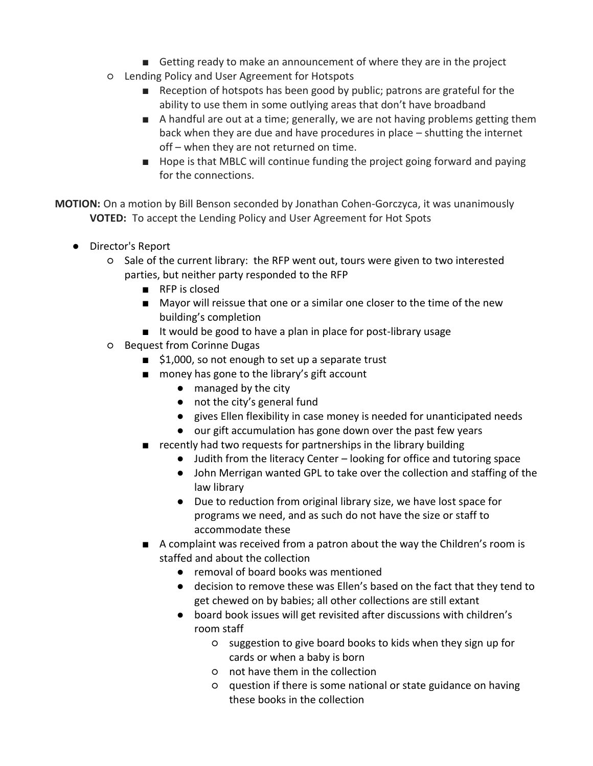- Getting ready to make an announcement of where they are in the project
    - Lending Policy and User Agreement for Hotspots
        - Reception of hotspots has been good by public; patrons are grateful for the ability to use them in some outlying areas that don't have broadband
        - A handful are out at a time; generally, we are not having problems getting them back when they are due and have procedures in place – shutting the internet off – when they are not returned on time.
        - Hope is that MBLC will continue funding the project going forward and paying for the connections.

**MOTION:** On a motion by Bill Benson seconded by Jonathan Cohen-Gorczyca, it was unanimously
**VOTED:** To accept the Lending Policy and User Agreement for Hot Spots

- Director's Report
    - Sale of the current library: the RFP went out, tours were given to two interested parties, but neither party responded to the RFP
        - RFP is closed
        - Mayor will reissue that one or a similar one closer to the time of the new building's completion
        - It would be good to have a plan in place for post-library usage
    - Bequest from Corinne Dugas
        - $1,000, so not enough to set up a separate trust
        - money has gone to the library's gift account
            - managed by the city
            - not the city's general fund
            - gives Ellen flexibility in case money is needed for unanticipated needs
            - our gift accumulation has gone down over the past few years
        - recently had two requests for partnerships in the library building
            - Judith from the literacy Center – looking for office and tutoring space
            - John Merrigan wanted GPL to take over the collection and staffing of the law library
            - Due to reduction from original library size, we have lost space for programs we need, and as such do not have the size or staff to accommodate these
        - A complaint was received from a patron about the way the Children's room is staffed and about the collection
            - removal of board books was mentioned
            - decision to remove these was Ellen's based on the fact that they tend to get chewed on by babies; all other collections are still extant
            - board book issues will get revisited after discussions with children's room staff
                - suggestion to give board books to kids when they sign up for cards or when a baby is born
                - not have them in the collection
                - question if there is some national or state guidance on having these books in the collection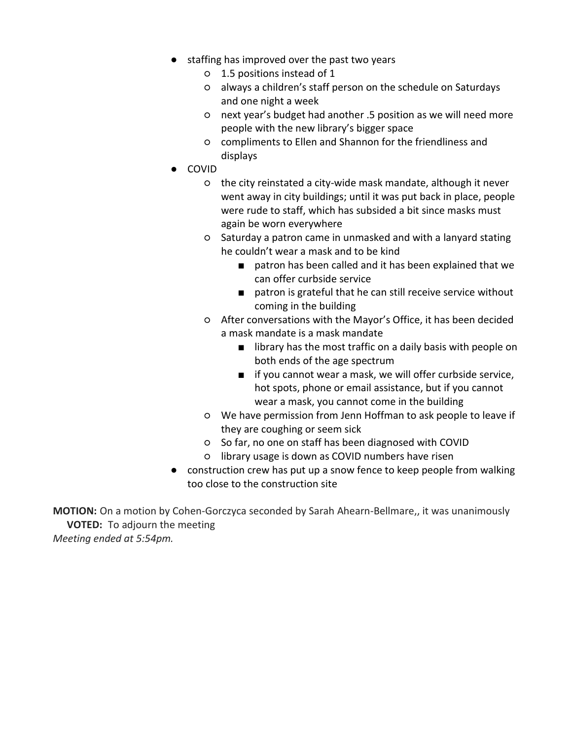- staffing has improved over the past two years
  - 1.5 positions instead of 1
  - always a children's staff person on the schedule on Saturdays and one night a week
  - next year's budget had another .5 position as we will need more people with the new library's bigger space
  - compliments to Ellen and Shannon for the friendliness and displays
- COVID
  - the city reinstated a city-wide mask mandate, although it never went away in city buildings; until it was put back in place, people were rude to staff, which has subsided a bit since masks must again be worn everywhere
  - Saturday a patron came in unmasked and with a lanyard stating he couldn't wear a mask and to be kind
    - patron has been called and it has been explained that we can offer curbside service
    - patron is grateful that he can still receive service without coming in the building
  - After conversations with the Mayor's Office, it has been decided a mask mandate is a mask mandate
    - library has the most traffic on a daily basis with people on both ends of the age spectrum
    - if you cannot wear a mask, we will offer curbside service, hot spots, phone or email assistance, but if you cannot wear a mask, you cannot come in the building
  - We have permission from Jenn Hoffman to ask people to leave if they are coughing or seem sick
  - So far, no one on staff has been diagnosed with COVID
  - library usage is down as COVID numbers have risen
- construction crew has put up a snow fence to keep people from walking too close to the construction site

**MOTION:** On a motion by Cohen-Gorczyca seconded by Sarah Ahearn-Bellmare,, it was unanimously
**VOTED:** To adjourn the meeting
*Meeting ended at 5:54pm.*